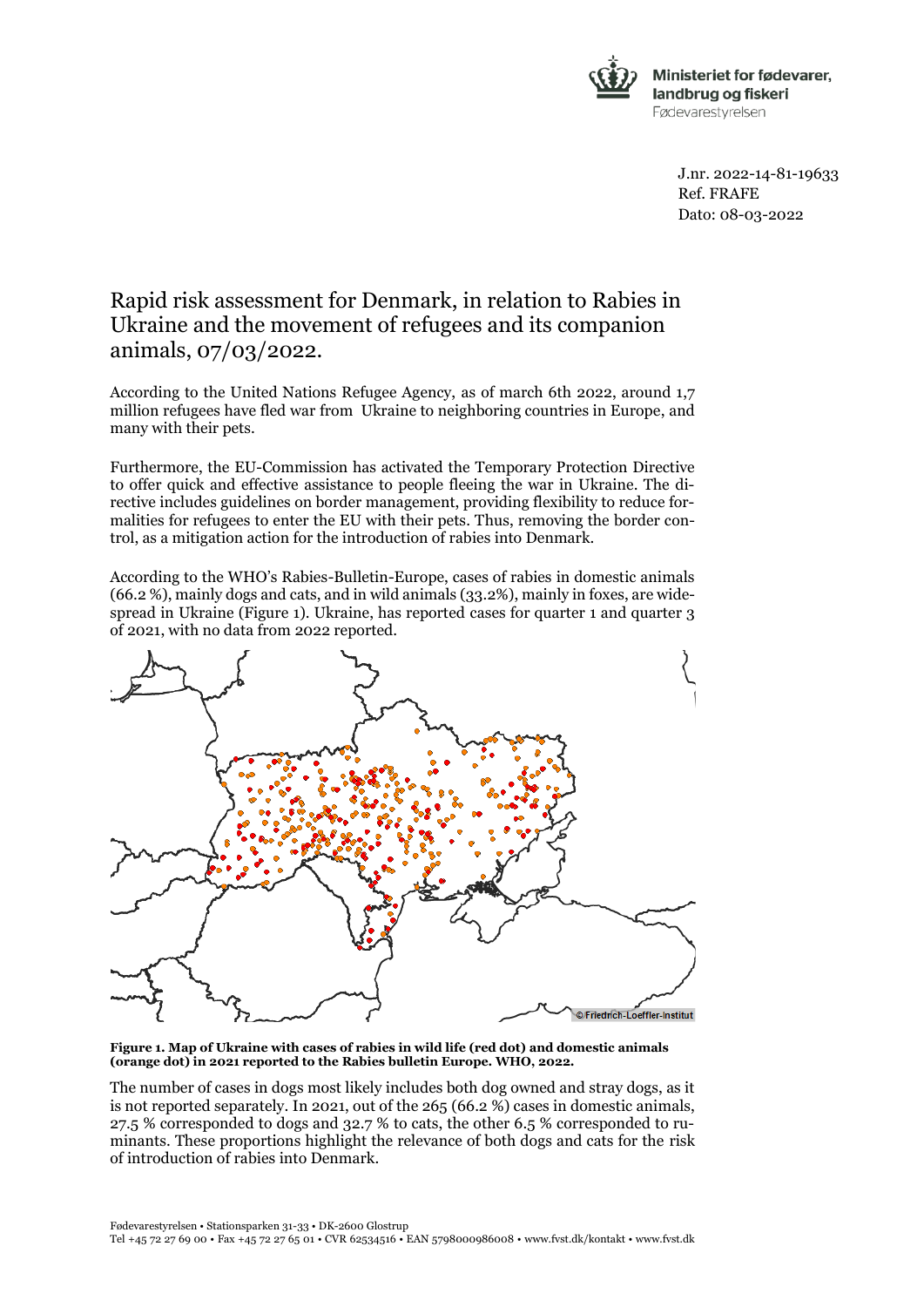Ministeriet for fødevarer, landbrug og fiskeri
Fødevarestyrelsen

J.nr. 2022-14-81-19633
Ref. FRAFE
Dato: 08-03-2022

# Rapid risk assessment for Denmark, in relation to Rabies in Ukraine and the movement of refugees and its companion animals, 07/03/2022.

According to the United Nations Refugee Agency, as of march 6th 2022, around 1,7 million refugees have fled war from Ukraine to neighboring countries in Europe, and many with their pets.

Furthermore, the EU-Commission has activated the Temporary Protection Directive to offer quick and effective assistance to people fleeing the war in Ukraine. The directive includes guidelines on border management, providing flexibility to reduce formalities for refugees to enter the EU with their pets. Thus, removing the border control, as a mitigation action for the introduction of rabies into Denmark.

According to the WHO's Rabies-Bulletin-Europe, cases of rabies in domestic animals (66.2 %), mainly dogs and cats, and in wild animals (33.2%), mainly in foxes, are widespread in Ukraine (Figure 1). Ukraine, has reported cases for quarter 1 and quarter 3 of 2021, with no data from 2022 reported.

© Friedrich-Loeffler-Institut

**Figure 1. Map of Ukraine with cases of rabies in wild life (red dot) and domestic animals (orange dot) in 2021 reported to the Rabies bulletin Europe. WHO, 2022.**

The number of cases in dogs most likely includes both dog owned and stray dogs, as it is not reported separately. In 2021, out of the 265 (66.2 %) cases in domestic animals, 27.5 % corresponded to dogs and 32.7 % to cats, the other 6.5 % corresponded to ruminants. These proportions highlight the relevance of both dogs and cats for the risk of introduction of rabies into Denmark.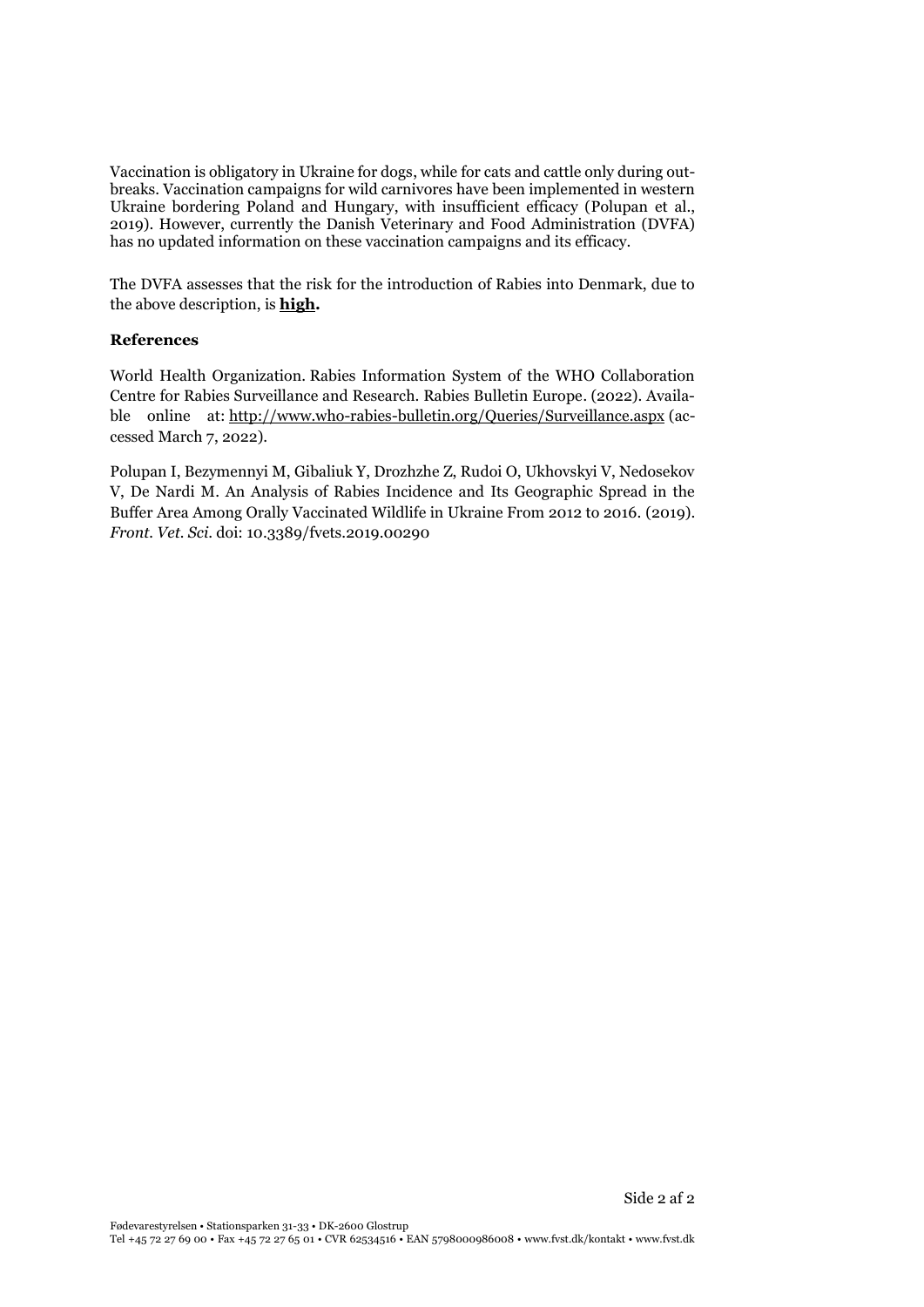Vaccination is obligatory in Ukraine for dogs, while for cats and cattle only during outbreaks. Vaccination campaigns for wild carnivores have been implemented in western Ukraine bordering Poland and Hungary, with insufficient efficacy (Polupan et al., 2019). However, currently the Danish Veterinary and Food Administration (DVFA) has no updated information on these vaccination campaigns and its efficacy.

The DVFA assesses that the risk for the introduction of Rabies into Denmark, due to the above description, is **high.**

**References**

World Health Organization. Rabies Information System of the WHO Collaboration Centre for Rabies Surveillance and Research. Rabies Bulletin Europe. (2022). Available online at: http://www.who-rabies-bulletin.org/Queries/Surveillance.aspx (accessed March 7, 2022).

Polupan I, Bezymennyi M, Gibaliuk Y, Drozhzhe Z, Rudoi O, Ukhovskyi V, Nedosekov V, De Nardi M. An Analysis of Rabies Incidence and Its Geographic Spread in the Buffer Area Among Orally Vaccinated Wildlife in Ukraine From 2012 to 2016. (2019). *Front. Vet. Sci.* doi: 10.3389/fvets.2019.00290

Fødevarestyrelsen • Stationsparken 31-33 • DK-2600 Glostrup
Tel +45 72 27 69 00 • Fax +45 72 27 65 01 • CVR 62534516 • EAN 5798000986008 • www.fvst.dk/kontakt • www.fvst.dk